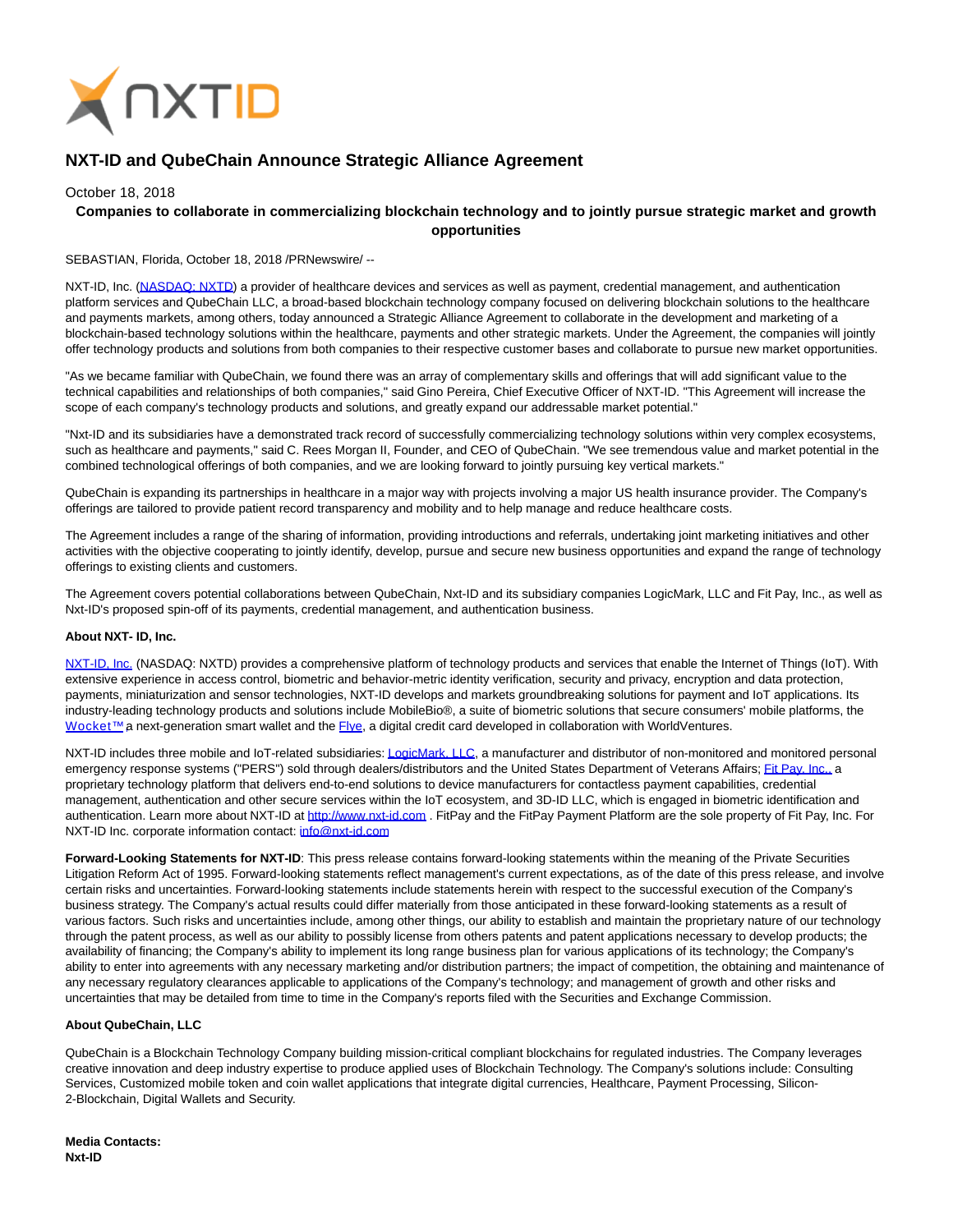# NXT-ID and QubeChain Announce Strategic Alliance Agreement

October 18, 2018

**Companies to collaborate in commercializing blockchain technology and to jointly pursue strategic market and growth opportunities**

SEBASTIAN, Florida, October 18, 2018 /PRNewswire/ --

NXT-ID, Inc. (NASDAQ: NXTD) a provider of healthcare devices and services as well as payment, credential management, and authentication platform services and QubeChain LLC, a broad-based blockchain technology company focused on delivering blockchain solutions to the healthcare and payments markets, among others, today announced a Strategic Alliance Agreement to collaborate in the development and marketing of a blockchain-based technology solutions within the healthcare, payments and other strategic markets. Under the Agreement, the companies will jointly offer technology products and solutions from both companies to their respective customer bases and collaborate to pursue new market opportunities.

"As we became familiar with QubeChain, we found there was an array of complementary skills and offerings that will add significant value to the technical capabilities and relationships of both companies," said Gino Pereira, Chief Executive Officer of NXT-ID. "This Agreement will increase the scope of each company's technology products and solutions, and greatly expand our addressable market potential."

"Nxt-ID and its subsidiaries have a demonstrated track record of successfully commercializing technology solutions within very complex ecosystems, such as healthcare and payments," said C. Rees Morgan II, Founder, and CEO of QubeChain. "We see tremendous value and market potential in the combined technological offerings of both companies, and we are looking forward to jointly pursuing key vertical markets."

QubeChain is expanding its partnerships in healthcare in a major way with projects involving a major US health insurance provider. The Company's offerings are tailored to provide patient record transparency and mobility and to help manage and reduce healthcare costs.

The Agreement includes a range of the sharing of information, providing introductions and referrals, undertaking joint marketing initiatives and other activities with the objective cooperating to jointly identify, develop, pursue and secure new business opportunities and expand the range of technology offerings to existing clients and customers.

The Agreement covers potential collaborations between QubeChain, Nxt-ID and its subsidiary companies LogicMark, LLC and Fit Pay, Inc., as well as Nxt-ID's proposed spin-off of its payments, credential management, and authentication business.

**About NXT- ID, Inc.**

NXT-ID, Inc. (NASDAQ: NXTD) provides a comprehensive platform of technology products and services that enable the Internet of Things (IoT). With extensive experience in access control, biometric and behavior-metric identity verification, security and privacy, encryption and data protection, payments, miniaturization and sensor technologies, NXT-ID develops and markets groundbreaking solutions for payment and IoT applications. Its industry-leading technology products and solutions include MobileBio®, a suite of biometric solutions that secure consumers' mobile platforms, the Wocket™ a next-generation smart wallet and the Flye, a digital credit card developed in collaboration with WorldVentures.

NXT-ID includes three mobile and IoT-related subsidiaries: LogicMark, LLC, a manufacturer and distributor of non-monitored and monitored personal emergency response systems ("PERS") sold through dealers/distributors and the United States Department of Veterans Affairs; Fit Pay, Inc., a proprietary technology platform that delivers end-to-end solutions to device manufacturers for contactless payment capabilities, credential management, authentication and other secure services within the IoT ecosystem, and 3D-ID LLC, which is engaged in biometric identification and authentication. Learn more about NXT-ID at http://www.nxt-id.com . FitPay and the FitPay Payment Platform are the sole property of Fit Pay, Inc. For NXT-ID Inc. corporate information contact: info@nxt-id.com

**Forward-Looking Statements for NXT-ID**: This press release contains forward-looking statements within the meaning of the Private Securities Litigation Reform Act of 1995. Forward-looking statements reflect management's current expectations, as of the date of this press release, and involve certain risks and uncertainties. Forward-looking statements include statements herein with respect to the successful execution of the Company's business strategy. The Company's actual results could differ materially from those anticipated in these forward-looking statements as a result of various factors. Such risks and uncertainties include, among other things, our ability to establish and maintain the proprietary nature of our technology through the patent process, as well as our ability to possibly license from others patents and patent applications necessary to develop products; the availability of financing; the Company's ability to implement its long range business plan for various applications of its technology; the Company's ability to enter into agreements with any necessary marketing and/or distribution partners; the impact of competition, the obtaining and maintenance of any necessary regulatory clearances applicable to applications of the Company's technology; and management of growth and other risks and uncertainties that may be detailed from time to time in the Company's reports filed with the Securities and Exchange Commission.

**About QubeChain, LLC**

QubeChain is a Blockchain Technology Company building mission-critical compliant blockchains for regulated industries. The Company leverages creative innovation and deep industry expertise to produce applied uses of Blockchain Technology. The Company's solutions include: Consulting Services, Customized mobile token and coin wallet applications that integrate digital currencies, Healthcare, Payment Processing, Silicon-2-Blockchain, Digital Wallets and Security.

**Media Contacts:**
**Nxt-ID**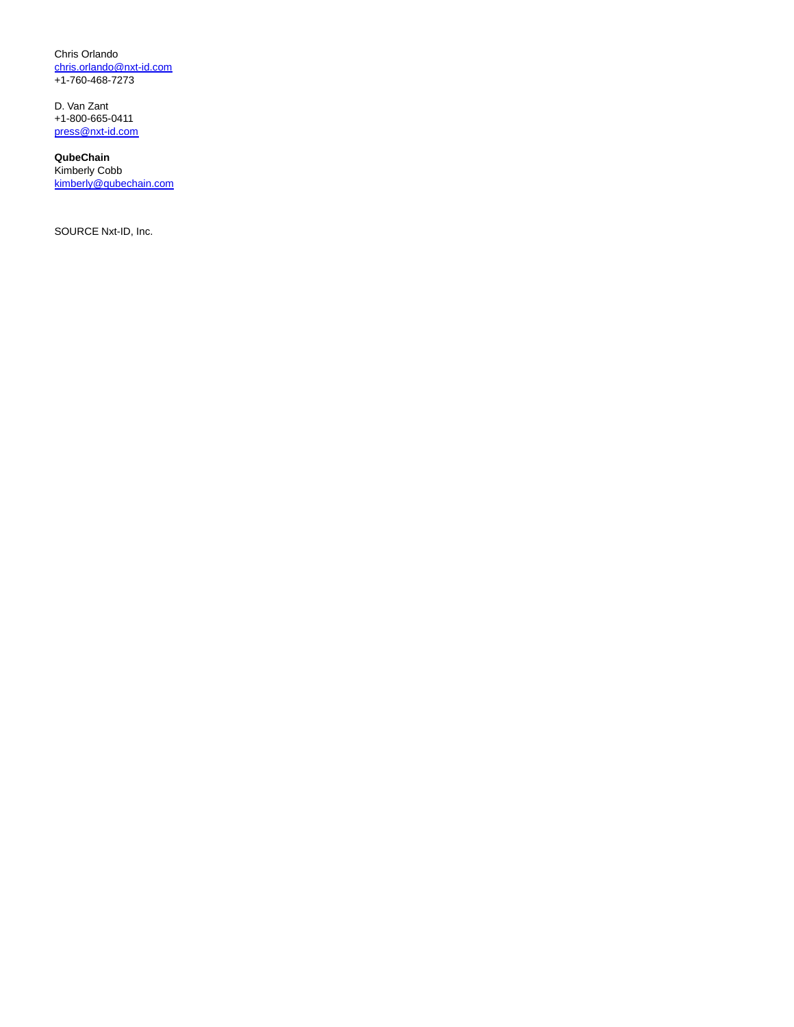Chris Orlando
chris.orlando@nxt-id.com
+1-760-468-7273

D. Van Zant
+1-800-665-0411
press@nxt-id.com

**QubeChain**
Kimberly Cobb
kimberly@qubechain.com

SOURCE Nxt-ID, Inc.